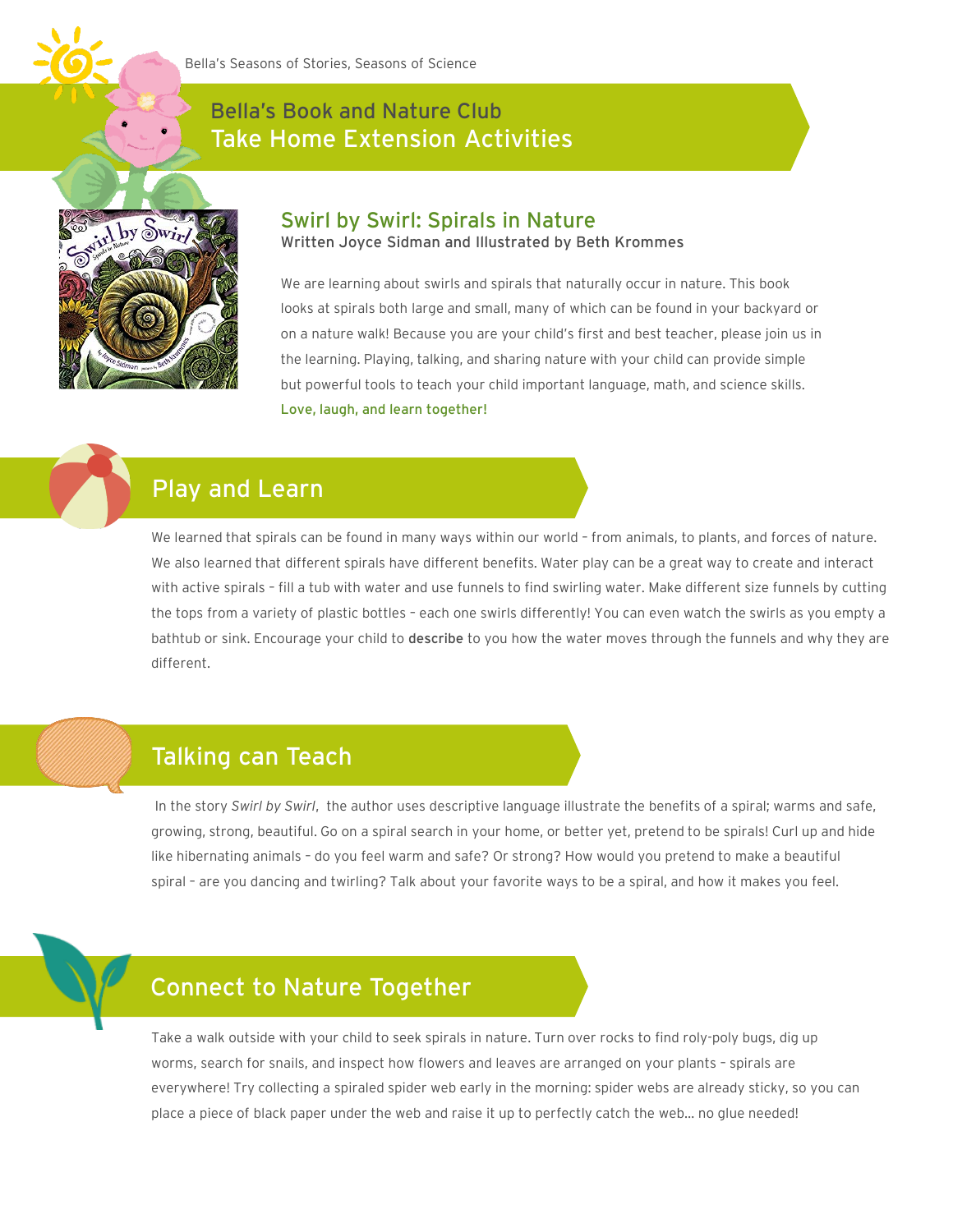Bella's Seasons of Stories, Seasons of Science

# Bella's Book and Nature Club
# Take Home Extension Activities

## Swirl by Swirl: Spirals in Nature

Written Joyce Sidman and Illustrated by Beth Krommes

We are learning about swirls and spirals that naturally occur in nature. This book looks at spirals both large and small, many of which can be found in your backyard or on a nature walk! Because you are your child's first and best teacher, please join us in the learning. Playing, talking, and sharing nature with your child can provide simple but powerful tools to teach your child important language, math, and science skills. **Love, laugh, and learn together!**

## Play and Learn

We learned that spirals can be found in many ways within our world – from animals, to plants, and forces of nature. We also learned that different spirals have different benefits. Water play can be a great way to create and interact with active spirals – fill a tub with water and use funnels to find swirling water. Make different size funnels by cutting the tops from a variety of plastic bottles – each one swirls differently! You can even watch the swirls as you empty a bathtub or sink. Encourage your child to **describe** to you how the water moves through the funnels and why they are different.

## Talking can Teach

In the story *Swirl by Swirl*, the author uses descriptive language illustrate the benefits of a spiral; warms and safe, growing, strong, beautiful. Go on a spiral search in your home, or better yet, pretend to be spirals! Curl up and hide like hibernating animals – do you feel warm and safe? Or strong? How would you pretend to make a beautiful spiral – are you dancing and twirling? Talk about your favorite ways to be a spiral, and how it makes you feel.

## Connect to Nature Together

Take a walk outside with your child to seek spirals in nature. Turn over rocks to find roly-poly bugs, dig up worms, search for snails, and inspect how flowers and leaves are arranged on your plants – spirals are everywhere! Try collecting a spiraled spider web early in the morning: spider webs are already sticky, so you can place a piece of black paper under the web and raise it up to perfectly catch the web… no glue needed!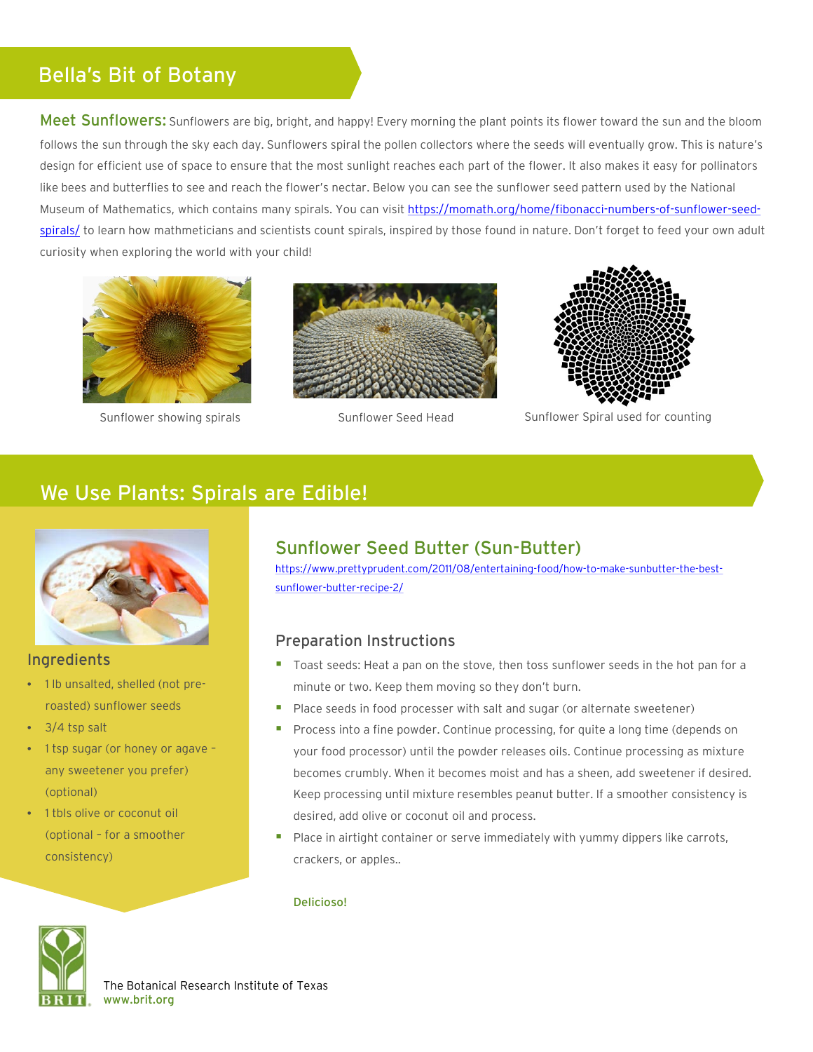## Bella's Bit of Botany

**Meet Sunflowers:** Sunflowers are big, bright, and happy! Every morning the plant points its flower toward the sun and the bloom follows the sun through the sky each day. Sunflowers spiral the pollen collectors where the seeds will eventually grow. This is nature's design for efficient use of space to ensure that the most sunlight reaches each part of the flower. It also makes it easy for pollinators like bees and butterflies to see and reach the flower's nectar. Below you can see the sunflower seed pattern used by the National Museum of Mathematics, which contains many spirals. You can visit https://momath.org/home/fibonacci-numbers-of-sunflower-seed-spirals/ to learn how mathmeticians and scientists count spirals, inspired by those found in nature. Don't forget to feed your own adult curiosity when exploring the world with your child!

Sunflower showing spirals

Sunflower Seed Head

Sunflower Spiral used for counting

## We Use Plants: Spirals are Edible!

### Ingredients

- 1 lb unsalted, shelled (not pre-roasted) sunflower seeds
- 3/4 tsp salt
- 1 tsp sugar (or honey or agave – any sweetener you prefer) (optional)
- 1 tbls olive or coconut oil (optional – for a smoother consistency)

### Sunflower Seed Butter (Sun-Butter)

https://www.prettyprudent.com/2011/08/entertaining-food/how-to-make-sunbutter-the-best-sunflower-butter-recipe-2/

### Preparation Instructions

- Toast seeds: Heat a pan on the stove, then toss sunflower seeds in the hot pan for a minute or two. Keep them moving so they don't burn.
- Place seeds in food processer with salt and sugar (or alternate sweetener)
- Process into a fine powder. Continue processing, for quite a long time (depends on your food processor) until the powder releases oils. Continue processing as mixture becomes crumbly. When it becomes moist and has a sheen, add sweetener if desired. Keep processing until mixture resembles peanut butter. If a smoother consistency is desired, add olive or coconut oil and process.
- Place in airtight container or serve immediately with yummy dippers like carrots, crackers, or apples..

**Delicioso!**

The Botanical Research Institute of Texas
www.brit.org